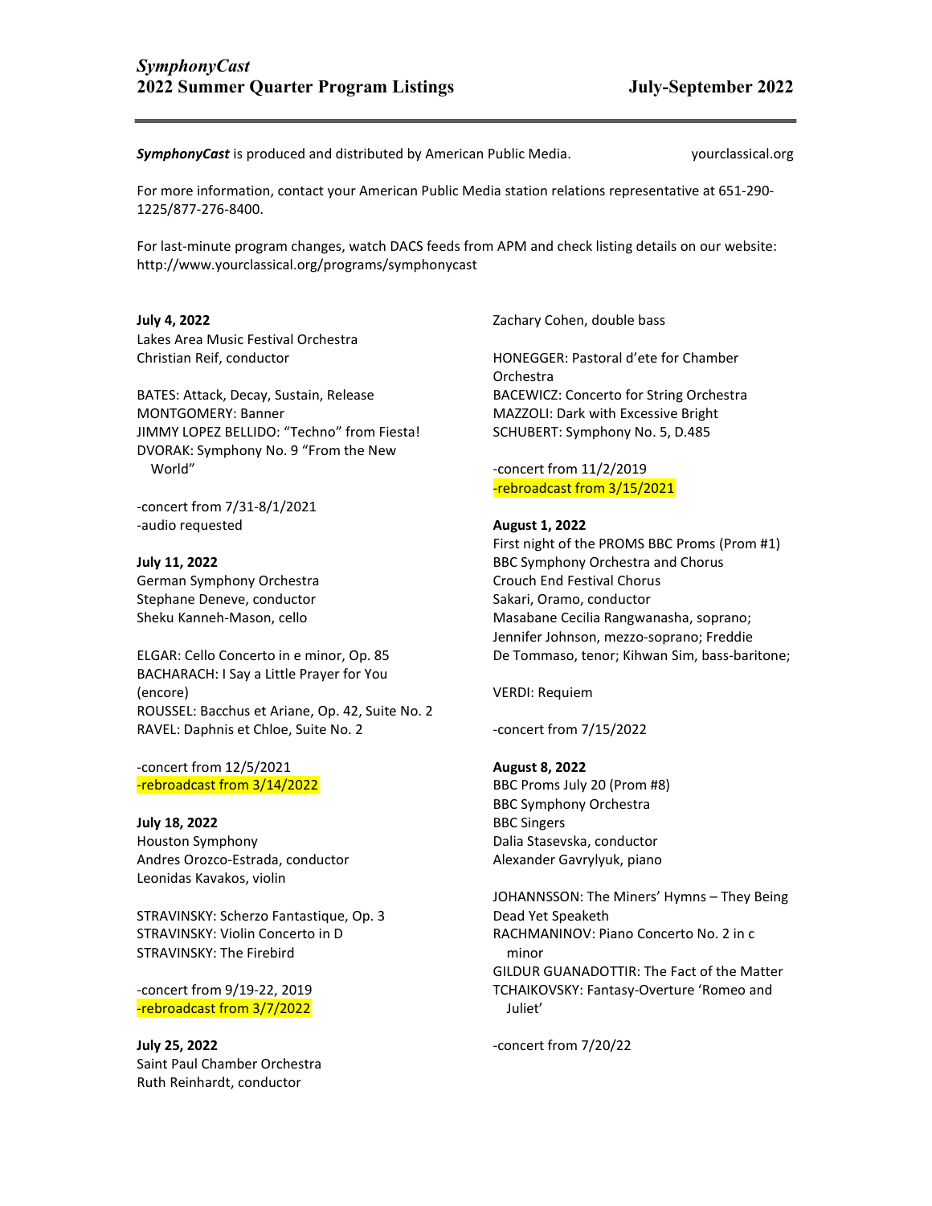# *SymphonyCast*
## 2022 Summer Quarter Program Listings — July-September 2022

***SymphonyCast*** is produced and distributed by American Public Media. yourclassical.org

For more information, contact your American Public Media station relations representative at 651-290-1225/877-276-8400.

For last-minute program changes, watch DACS feeds from APM and check listing details on our website: http://www.yourclassical.org/programs/symphonycast

**July 4, 2022**
Lakes Area Music Festival Orchestra
Christian Reif, conductor

BATES: Attack, Decay, Sustain, Release
MONTGOMERY: Banner
JIMMY LOPEZ BELLIDO: "Techno" from Fiesta!
DVORAK: Symphony No. 9 "From the New World"

-concert from 7/31-8/1/2021
-audio requested

**July 11, 2022**
German Symphony Orchestra
Stephane Deneve, conductor
Sheku Kanneh-Mason, cello

ELGAR: Cello Concerto in e minor, Op. 85
BACHARACH: I Say a Little Prayer for You (encore)
ROUSSEL: Bacchus et Ariane, Op. 42, Suite No. 2
RAVEL: Daphnis et Chloe, Suite No. 2

-concert from 12/5/2021
-rebroadcast from 3/14/2022

**July 18, 2022**
Houston Symphony
Andres Orozco-Estrada, conductor
Leonidas Kavakos, violin

STRAVINSKY: Scherzo Fantastique, Op. 3
STRAVINSKY: Violin Concerto in D
STRAVINSKY: The Firebird

-concert from 9/19-22, 2019
-rebroadcast from 3/7/2022

**July 25, 2022**
Saint Paul Chamber Orchestra
Ruth Reinhardt, conductor
Zachary Cohen, double bass

HONEGGER: Pastoral d'ete for Chamber Orchestra
BACEWICZ: Concerto for String Orchestra
MAZZOLI: Dark with Excessive Bright
SCHUBERT: Symphony No. 5, D.485

-concert from 11/2/2019
-rebroadcast from 3/15/2021

**August 1, 2022**
First night of the PROMS BBC Proms (Prom #1)
BBC Symphony Orchestra and Chorus
Crouch End Festival Chorus
Sakari, Oramo, conductor
Masabane Cecilia Rangwanasha, soprano; Jennifer Johnson, mezzo-soprano; Freddie De Tommaso, tenor; Kihwan Sim, bass-baritone;

VERDI: Requiem

-concert from 7/15/2022

**August 8, 2022**
BBC Proms July 20 (Prom #8)
BBC Symphony Orchestra
BBC Singers
Dalia Stasevska, conductor
Alexander Gavrylyuk, piano

JOHANNSSON: The Miners' Hymns – They Being Dead Yet Speaketh
RACHMANINOV: Piano Concerto No. 2 in c minor
GILDUR GUANADOTTIR: The Fact of the Matter
TCHAIKOVSKY: Fantasy-Overture 'Romeo and Juliet'

-concert from 7/20/22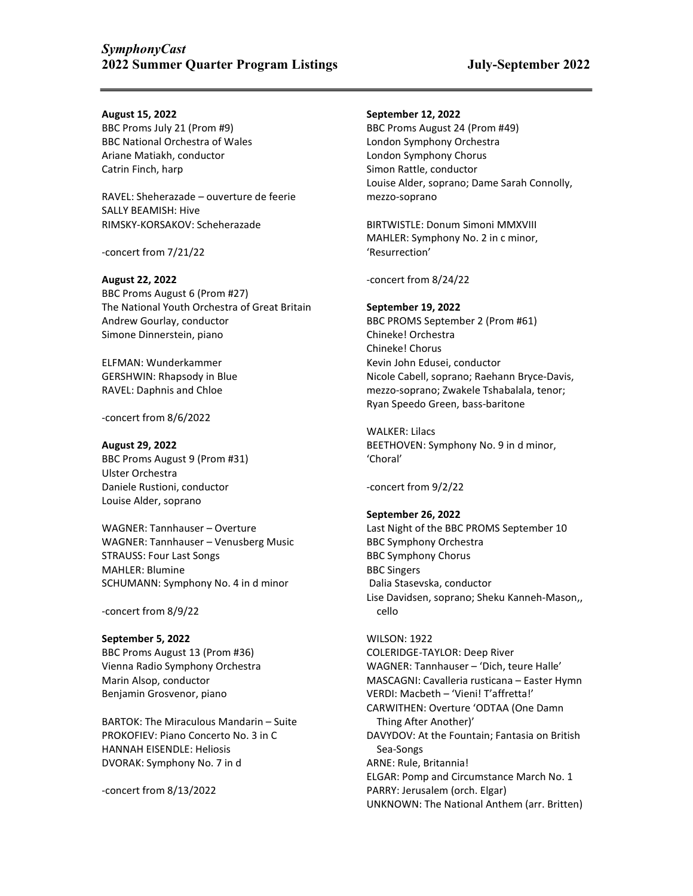**August 15, 2022**
BBC Proms July 21 (Prom #9)
BBC National Orchestra of Wales
Ariane Matiakh, conductor
Catrin Finch, harp

RAVEL: Sheherazade – ouverture de feerie
SALLY BEAMISH: Hive
RIMSKY-KORSAKOV: Scheherazade

-concert from 7/21/22

**August 22, 2022**
BBC Proms August 6 (Prom #27)
The National Youth Orchestra of Great Britain
Andrew Gourlay, conductor
Simone Dinnerstein, piano

ELFMAN: Wunderkammer
GERSHWIN: Rhapsody in Blue
RAVEL: Daphnis and Chloe

-concert from 8/6/2022

**August 29, 2022**
BBC Proms August 9 (Prom #31)
Ulster Orchestra
Daniele Rustioni, conductor
Louise Alder, soprano

WAGNER: Tannhauser – Overture
WAGNER: Tannhauser – Venusberg Music
STRAUSS: Four Last Songs
MAHLER: Blumine
SCHUMANN: Symphony No. 4 in d minor

-concert from 8/9/22

**September 5, 2022**
BBC Proms August 13 (Prom #36)
Vienna Radio Symphony Orchestra
Marin Alsop, conductor
Benjamin Grosvenor, piano

BARTOK: The Miraculous Mandarin – Suite
PROKOFIEV: Piano Concerto No. 3 in C
HANNAH EISENDLE: Heliosis
DVORAK: Symphony No. 7 in d

-concert from 8/13/2022

**September 12, 2022**
BBC Proms August 24 (Prom #49)
London Symphony Orchestra
London Symphony Chorus
Simon Rattle, conductor
Louise Alder, soprano; Dame Sarah Connolly, mezzo-soprano

BIRTWISTLE: Donum Simoni MMXVIII
MAHLER: Symphony No. 2 in c minor, 'Resurrection'

-concert from 8/24/22

**September 19, 2022**
BBC PROMS September 2 (Prom #61)
Chineke! Orchestra
Chineke! Chorus
Kevin John Edusei, conductor
Nicole Cabell, soprano; Raehann Bryce-Davis, mezzo-soprano; Zwakele Tshabalala, tenor; Ryan Speedo Green, bass-baritone

WALKER: Lilacs
BEETHOVEN: Symphony No. 9 in d minor, 'Choral'

-concert from 9/2/22

**September 26, 2022**
Last Night of the BBC PROMS September 10
BBC Symphony Orchestra
BBC Symphony Chorus
BBC Singers
Dalia Stasevska, conductor
Lise Davidsen, soprano; Sheku Kanneh-Mason,, cello

WILSON: 1922
COLERIDGE-TAYLOR: Deep River
WAGNER: Tannhauser – 'Dich, teure Halle'
MASCAGNI: Cavalleria rusticana – Easter Hymn
VERDI: Macbeth – 'Vieni! T'affretta!'
CARWITHEN: Overture 'ODTAA (One Damn Thing After Another)'
DAVYDOV: At the Fountain; Fantasia on British Sea-Songs
ARNE: Rule, Britannia!
ELGAR: Pomp and Circumstance March No. 1
PARRY: Jerusalem (orch. Elgar)
UNKNOWN: The National Anthem (arr. Britten)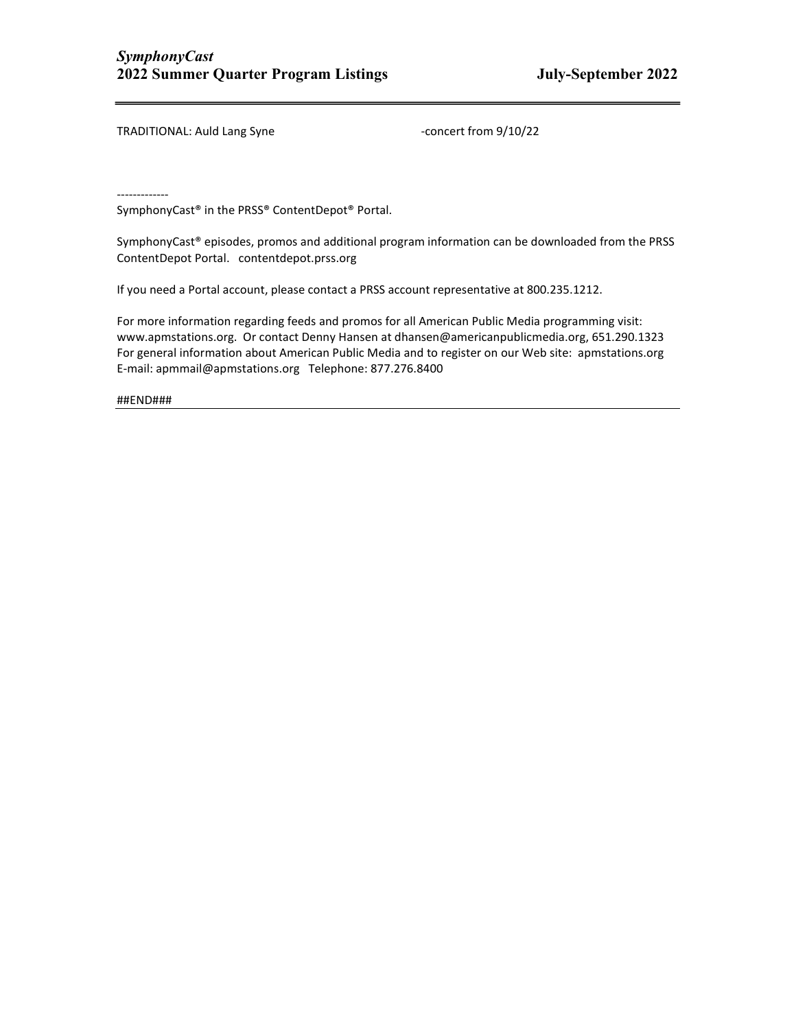TRADITIONAL: Auld Lang Syne -concert from 9/10/22

-------------

SymphonyCast® in the PRSS® ContentDepot® Portal.

SymphonyCast® episodes, promos and additional program information can be downloaded from the PRSS ContentDepot Portal. contentdepot.prss.org

If you need a Portal account, please contact a PRSS account representative at 800.235.1212.

For more information regarding feeds and promos for all American Public Media programming visit: www.apmstations.org. Or contact Denny Hansen at dhansen@americanpublicmedia.org, 651.290.1323
For general information about American Public Media and to register on our Web site: apmstations.org
E-mail: apmmail@apmstations.org Telephone: 877.276.8400

##END###